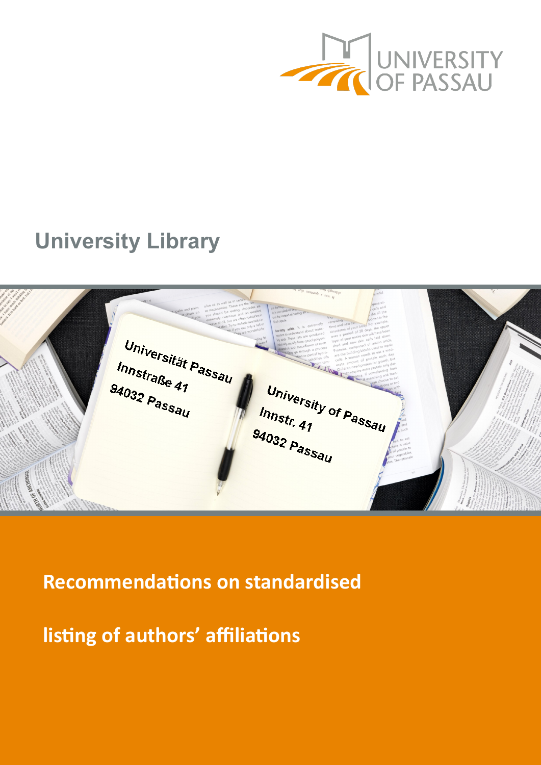UNIVERSITY OF PASSAU

## University Library

Universität Passau
Innstraße 41
94032 Passau

University of Passau
Innstr. 41
94032 Passau

# Recommendations on standardised listing of authors' affiliations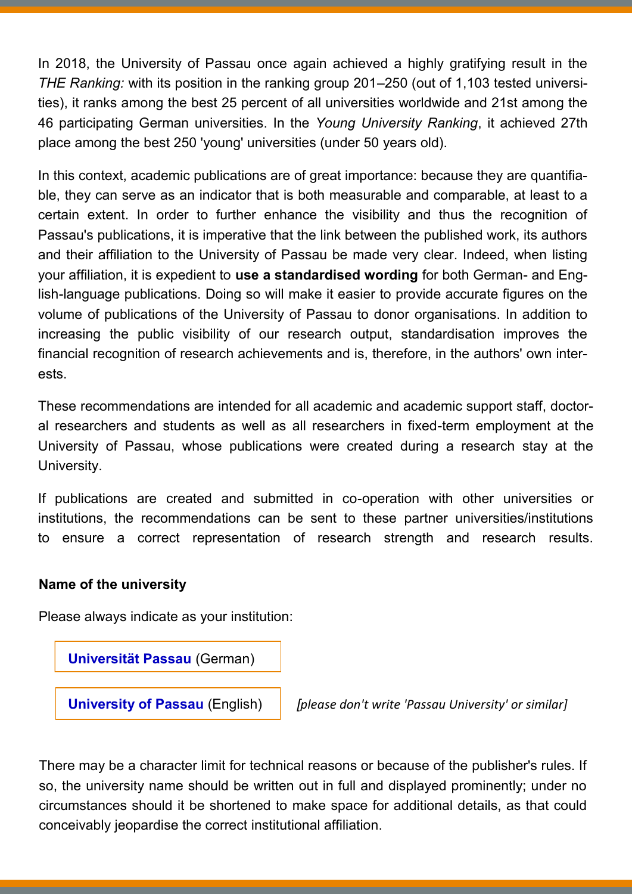In 2018, the University of Passau once again achieved a highly gratifying result in the *THE Ranking:* with its position in the ranking group 201–250 (out of 1,103 tested universities), it ranks among the best 25 percent of all universities worldwide and 21st among the 46 participating German universities. In the *Young University Ranking*, it achieved 27th place among the best 250 'young' universities (under 50 years old).

In this context, academic publications are of great importance: because they are quantifiable, they can serve as an indicator that is both measurable and comparable, at least to a certain extent. In order to further enhance the visibility and thus the recognition of Passau's publications, it is imperative that the link between the published work, its authors and their affiliation to the University of Passau be made very clear. Indeed, when listing your affiliation, it is expedient to **use a standardised wording** for both German- and English-language publications. Doing so will make it easier to provide accurate figures on the volume of publications of the University of Passau to donor organisations. In addition to increasing the public visibility of our research output, standardisation improves the financial recognition of research achievements and is, therefore, in the authors' own interests.

These recommendations are intended for all academic and academic support staff, doctoral researchers and students as well as all researchers in fixed-term employment at the University of Passau, whose publications were created during a research stay at the University.

If publications are created and submitted in co-operation with other universities or institutions, the recommendations can be sent to these partner universities/institutions to ensure a correct representation of research strength and research results.

**Name of the university**

Please always indicate as your institution:

**Universität Passau** (German)

**University of Passau** (English) *[please don't write 'Passau University' or similar]*

There may be a character limit for technical reasons or because of the publisher's rules. If so, the university name should be written out in full and displayed prominently; under no circumstances should it be shortened to make space for additional details, as that could conceivably jeopardise the correct institutional affiliation.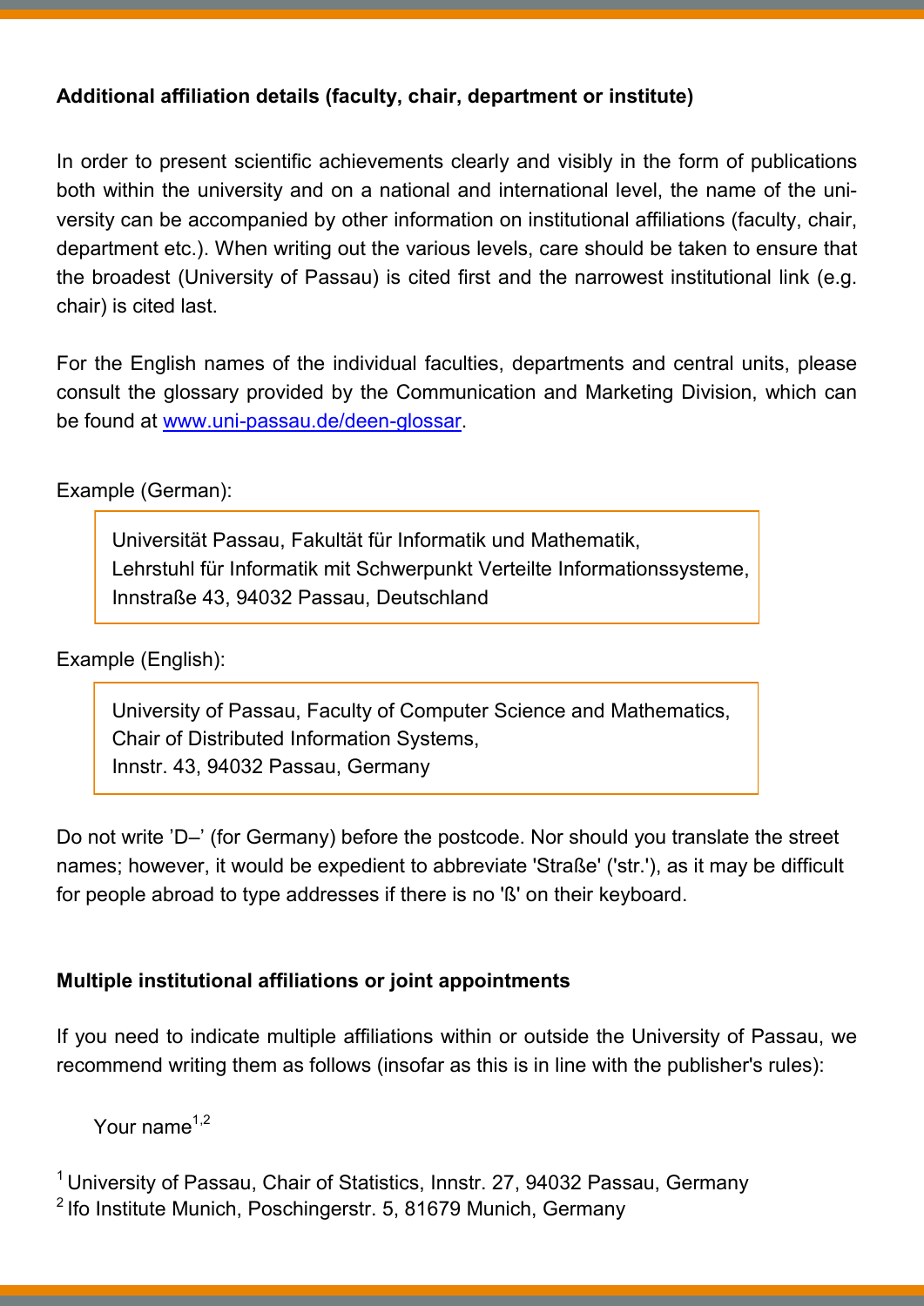**Additional affiliation details (faculty, chair, department or institute)**

In order to present scientific achievements clearly and visibly in the form of publications both within the university and on a national and international level, the name of the university can be accompanied by other information on institutional affiliations (faculty, chair, department etc.). When writing out the various levels, care should be taken to ensure that the broadest (University of Passau) is cited first and the narrowest institutional link (e.g. chair) is cited last.

For the English names of the individual faculties, departments and central units, please consult the glossary provided by the Communication and Marketing Division, which can be found at [www.uni-passau.de/deen-glossar](www.uni-passau.de/deen-glossar).

Example (German):

> Universität Passau, Fakultät für Informatik und Mathematik,
> Lehrstuhl für Informatik mit Schwerpunkt Verteilte Informationssysteme,
> Innstraße 43, 94032 Passau, Deutschland

Example (English):

> University of Passau, Faculty of Computer Science and Mathematics,
> Chair of Distributed Information Systems,
> Innstr. 43, 94032 Passau, Germany

Do not write 'D–' (for Germany) before the postcode. Nor should you translate the street names; however, it would be expedient to abbreviate 'Straße' ('str.'), as it may be difficult for people abroad to type addresses if there is no 'ß' on their keyboard.

**Multiple institutional affiliations or joint appointments**

If you need to indicate multiple affiliations within or outside the University of Passau, we recommend writing them as follows (insofar as this is in line with the publisher's rules):

Your name[1,2]

[1] University of Passau, Chair of Statistics, Innstr. 27, 94032 Passau, Germany
[2] Ifo Institute Munich, Poschingerstr. 5, 81679 Munich, Germany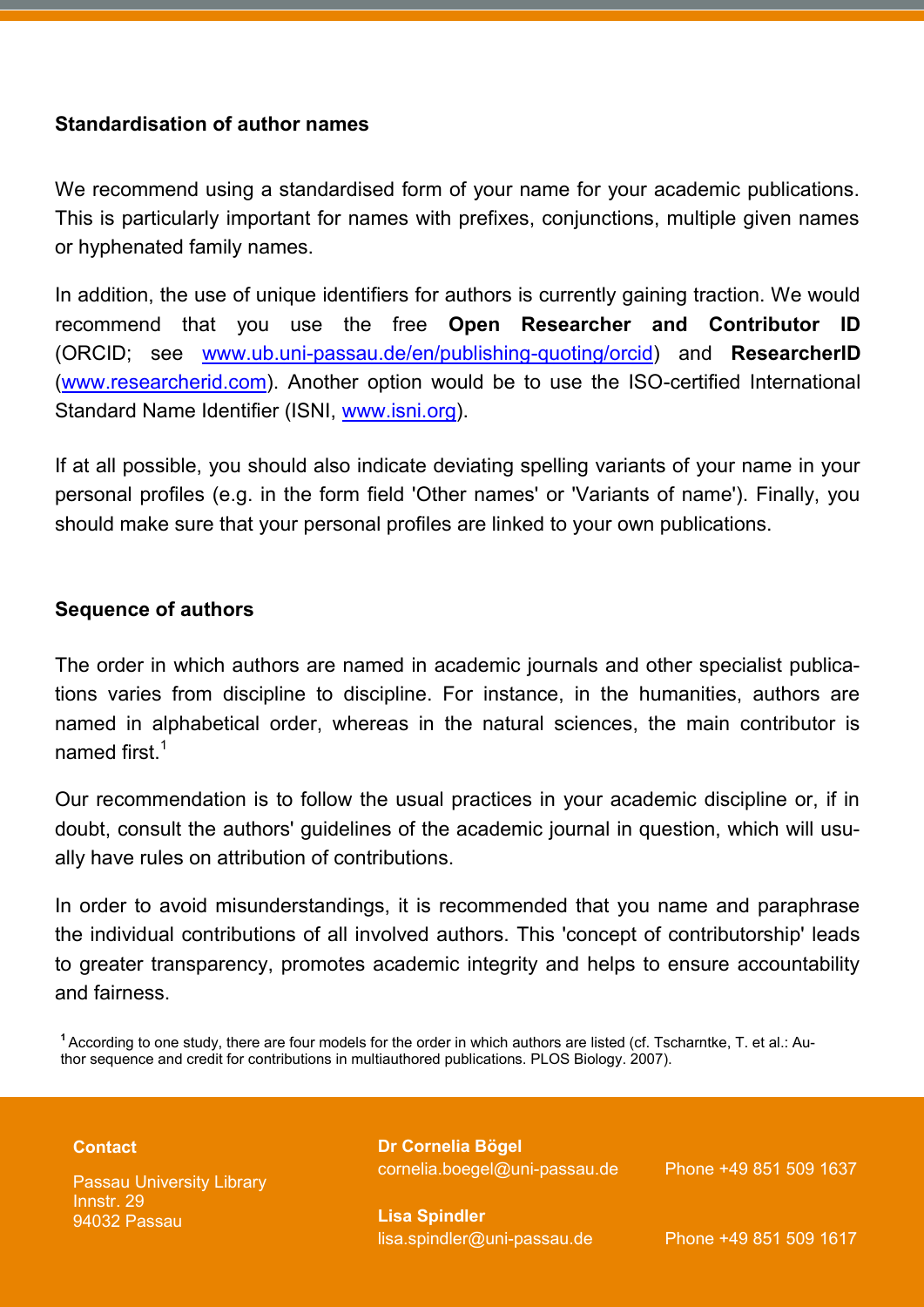## Standardisation of author names

We recommend using a standardised form of your name for your academic publications. This is particularly important for names with prefixes, conjunctions, multiple given names or hyphenated family names.

In addition, the use of unique identifiers for authors is currently gaining traction. We would recommend that you use the free **Open Researcher and Contributor ID** (ORCID; see www.ub.uni-passau.de/en/publishing-quoting/orcid) and **ResearcherID** (www.researcherid.com). Another option would be to use the ISO-certified International Standard Name Identifier (ISNI, www.isni.org).

If at all possible, you should also indicate deviating spelling variants of your name in your personal profiles (e.g. in the form field 'Other names' or 'Variants of name'). Finally, you should make sure that your personal profiles are linked to your own publications.

## Sequence of authors

The order in which authors are named in academic journals and other specialist publications varies from discipline to discipline. For instance, in the humanities, authors are named in alphabetical order, whereas in the natural sciences, the main contributor is named first.[1]

Our recommendation is to follow the usual practices in your academic discipline or, if in doubt, consult the authors' guidelines of the academic journal in question, which will usually have rules on attribution of contributions.

In order to avoid misunderstandings, it is recommended that you name and paraphrase the individual contributions of all involved authors. This 'concept of contributorship' leads to greater transparency, promotes academic integrity and helps to ensure accountability and fairness.

[1] According to one study, there are four models for the order in which authors are listed (cf. Tscharntke, T. et al.: Author sequence and credit for contributions in multiauthored publications. PLOS Biology. 2007).

**Contact**

Passau University Library
Innstr. 29
94032 Passau

**Dr Cornelia Bögel**
cornelia.boegel@uni-passau.de — Phone +49 851 509 1637

**Lisa Spindler**
lisa.spindler@uni-passau.de — Phone +49 851 509 1617